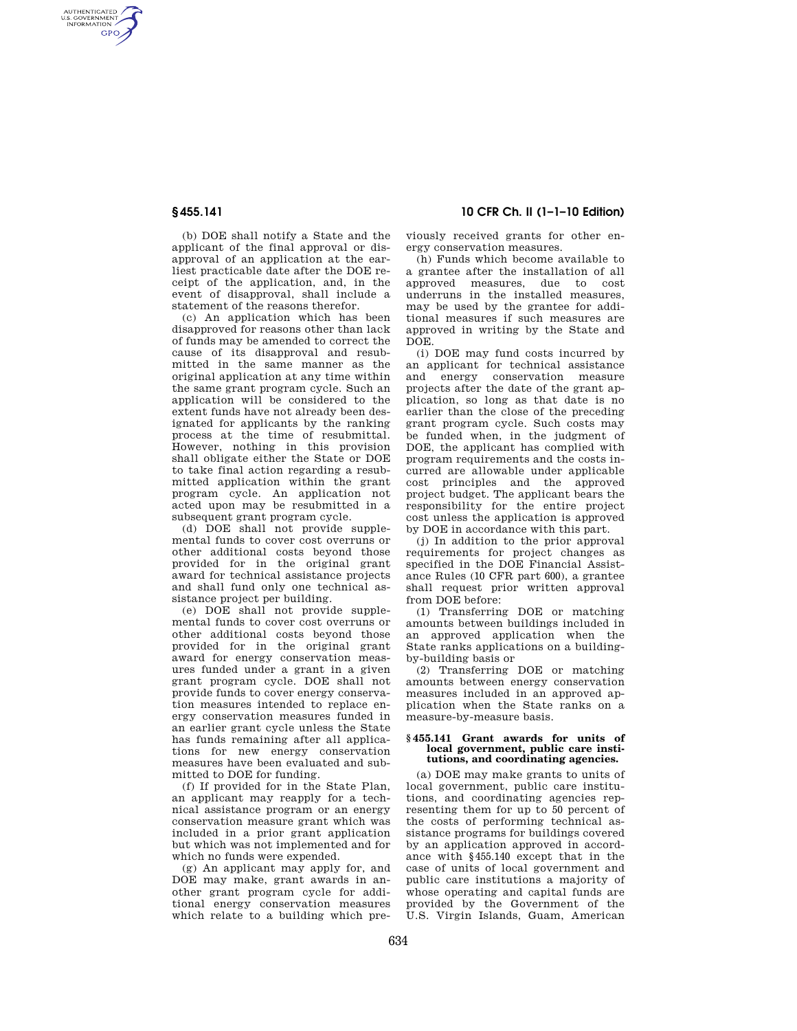(b) DOE shall notify a State and the applicant of the final approval or disapproval of an application at the earliest practicable date after the DOE receipt of the application, and, in the event of disapproval, shall include a statement of the reasons therefor.

(c) An application which has been disapproved for reasons other than lack of funds may be amended to correct the cause of its disapproval and resubmitted in the same manner as the original application at any time within the same grant program cycle. Such an application will be considered to the extent funds have not already been designated for applicants by the ranking process at the time of resubmittal. However, nothing in this provision shall obligate either the State or DOE to take final action regarding a resubmitted application within the grant program cycle. An application not acted upon may be resubmitted in a subsequent grant program cycle.

(d) DOE shall not provide supplemental funds to cover cost overruns or other additional costs beyond those provided for in the original grant award for technical assistance projects and shall fund only one technical assistance project per building.

(e) DOE shall not provide supplemental funds to cover cost overruns or other additional costs beyond those provided for in the original grant award for energy conservation measures funded under a grant in a given grant program cycle. DOE shall not provide funds to cover energy conservation measures intended to replace energy conservation measures funded in an earlier grant cycle unless the State has funds remaining after all applications for new energy conservation measures have been evaluated and submitted to DOE for funding.

(f) If provided for in the State Plan, an applicant may reapply for a technical assistance program or an energy conservation measure grant which was included in a prior grant application but which was not implemented and for which no funds were expended.

(g) An applicant may apply for, and DOE may make, grant awards in another grant program cycle for additional energy conservation measures which relate to a building which previously received grants for other energy conservation measures.

(h) Funds which become available to a grantee after the installation of all approved measures, due to cost underruns in the installed measures, may be used by the grantee for additional measures if such measures are approved in writing by the State and DOE.

(i) DOE may fund costs incurred by an applicant for technical assistance and energy conservation measure projects after the date of the grant application, so long as that date is no earlier than the close of the preceding grant program cycle. Such costs may be funded when, in the judgment of DOE, the applicant has complied with program requirements and the costs incurred are allowable under applicable cost principles and the approved project budget. The applicant bears the responsibility for the entire project cost unless the application is approved by DOE in accordance with this part.

(j) In addition to the prior approval requirements for project changes as specified in the DOE Financial Assistance Rules (10 CFR part 600), a grantee shall request prior written approval from DOE before:

(1) Transferring DOE or matching amounts between buildings included in an approved application when the State ranks applications on a building-by-building basis or

(2) Transferring DOE or matching amounts between energy conservation measures included in an approved application when the State ranks on a measure-by-measure basis.

### § 455.141 Grant awards for units of local government, public care institutions, and coordinating agencies.

(a) DOE may make grants to units of local government, public care institutions, and coordinating agencies representing them for up to 50 percent of the costs of performing technical assistance programs for buildings covered by an application approved in accordance with §455.140 except that in the case of units of local government and public care institutions a majority of whose operating and capital funds are provided by the Government of the U.S. Virgin Islands, Guam, American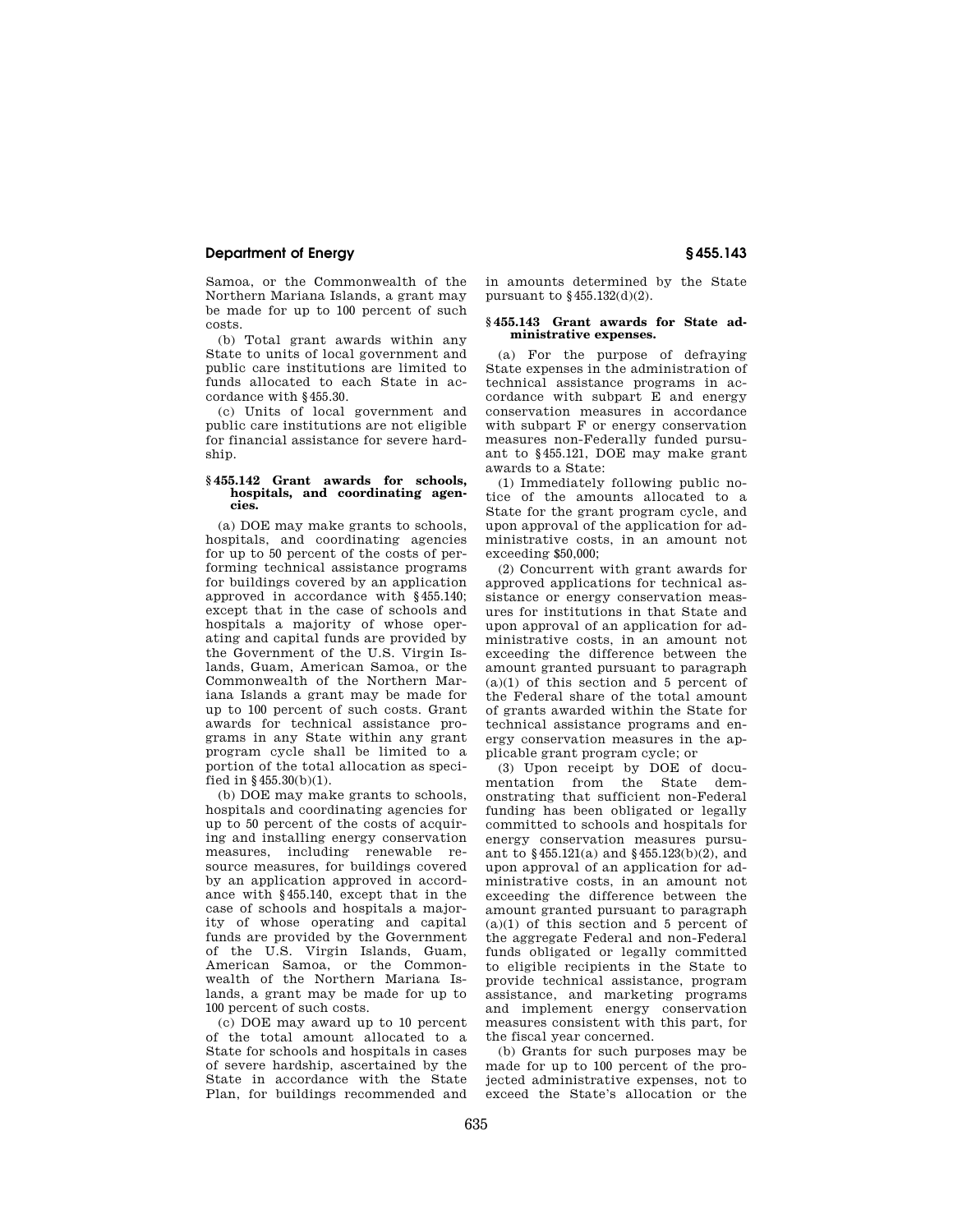Samoa, or the Commonwealth of the Northern Mariana Islands, a grant may be made for up to 100 percent of such costs.

(b) Total grant awards within any State to units of local government and public care institutions are limited to funds allocated to each State in accordance with §455.30.

(c) Units of local government and public care institutions are not eligible for financial assistance for severe hardship.

### §455.142 Grant awards for schools, hospitals, and coordinating agencies.

(a) DOE may make grants to schools, hospitals, and coordinating agencies for up to 50 percent of the costs of performing technical assistance programs for buildings covered by an application approved in accordance with §455.140; except that in the case of schools and hospitals a majority of whose operating and capital funds are provided by the Government of the U.S. Virgin Islands, Guam, American Samoa, or the Commonwealth of the Northern Mariana Islands a grant may be made for up to 100 percent of such costs. Grant awards for technical assistance programs in any State within any grant program cycle shall be limited to a portion of the total allocation as specified in §455.30(b)(1).

(b) DOE may make grants to schools, hospitals and coordinating agencies for up to 50 percent of the costs of acquiring and installing energy conservation measures, including renewable resource measures, for buildings covered by an application approved in accordance with §455.140, except that in the case of schools and hospitals a majority of whose operating and capital funds are provided by the Government of the U.S. Virgin Islands, Guam, American Samoa, or the Commonwealth of the Northern Mariana Islands, a grant may be made for up to 100 percent of such costs.

(c) DOE may award up to 10 percent of the total amount allocated to a State for schools and hospitals in cases of severe hardship, ascertained by the State in accordance with the State Plan, for buildings recommended and in amounts determined by the State pursuant to §455.132(d)(2).

### §455.143 Grant awards for State administrative expenses.

(a) For the purpose of defraying State expenses in the administration of technical assistance programs in accordance with subpart E and energy conservation measures in accordance with subpart F or energy conservation measures non-Federally funded pursuant to §455.121, DOE may make grant awards to a State:

(1) Immediately following public notice of the amounts allocated to a State for the grant program cycle, and upon approval of the application for administrative costs, in an amount not exceeding $50,000;

(2) Concurrent with grant awards for approved applications for technical assistance or energy conservation measures for institutions in that State and upon approval of an application for administrative costs, in an amount not exceeding the difference between the amount granted pursuant to paragraph (a)(1) of this section and 5 percent of the Federal share of the total amount of grants awarded within the State for technical assistance programs and energy conservation measures in the applicable grant program cycle; or

(3) Upon receipt by DOE of documentation from the State demonstrating that sufficient non-Federal funding has been obligated or legally committed to schools and hospitals for energy conservation measures pursuant to §455.121(a) and §455.123(b)(2), and upon approval of an application for administrative costs, in an amount not exceeding the difference between the amount granted pursuant to paragraph (a)(1) of this section and 5 percent of the aggregate Federal and non-Federal funds obligated or legally committed to eligible recipients in the State to provide technical assistance, program assistance, and marketing programs and implement energy conservation measures consistent with this part, for the fiscal year concerned.

(b) Grants for such purposes may be made for up to 100 percent of the projected administrative expenses, not to exceed the State's allocation or the